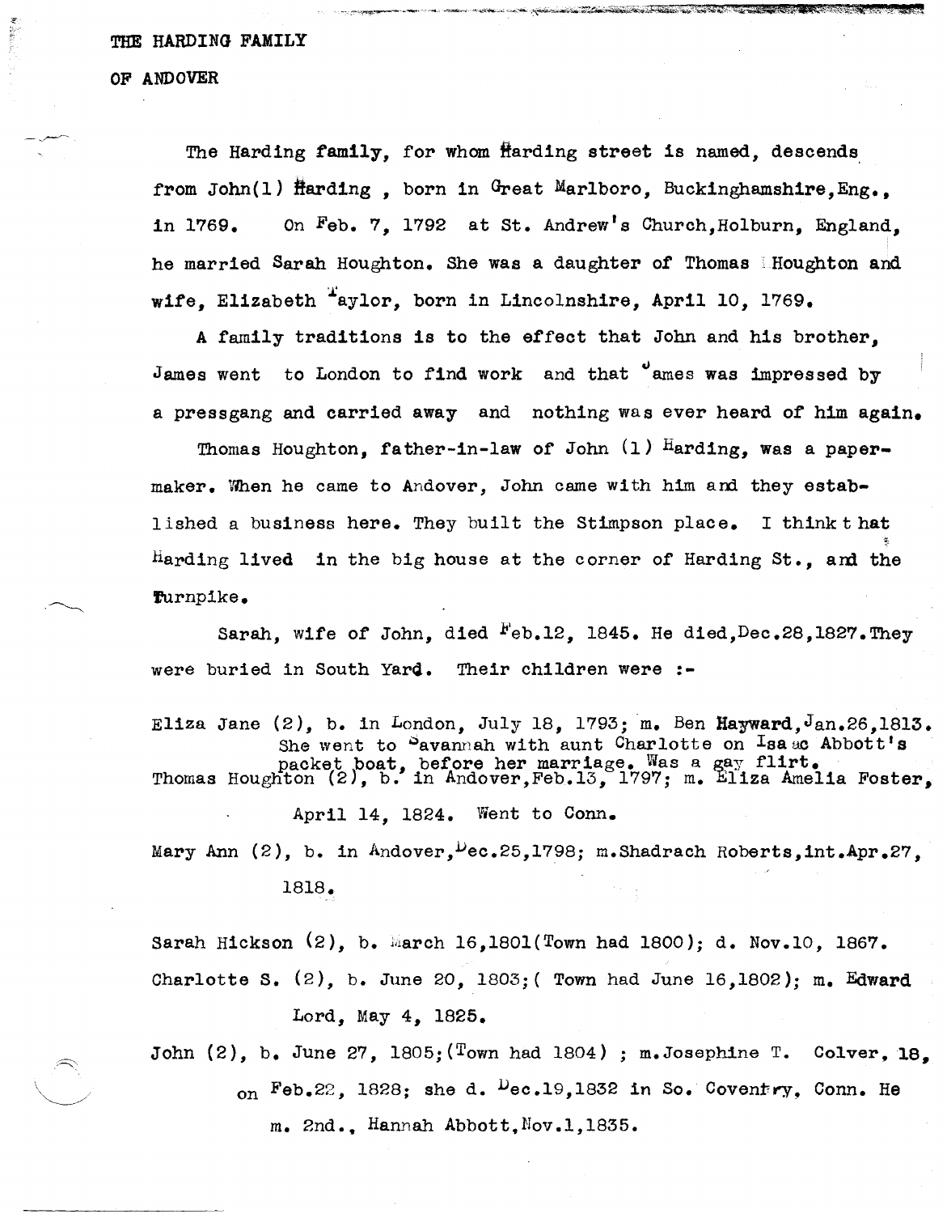# THE HARDING FAMILY

## OF ANDOVER

The Harding family, for whom Harding street is named, descends from John(1) Harding , born in Great Marlboro, Buckinghamshire,Eng., in 1769. On Feb. 7, 1792 at St. Andrew's Church,Holburn, England, he married Sarah Houghton. She was a daughter of Thomas Houghton and wife, Elizabeth Taylor, born in Lincolnshire, April 10, 1769.

A family traditions is to the effect that John and his brother, James went to London to find work and that James was impressed by a pressgang and carried away and nothing was ever heard of him again.

Thomas Houghton, father-in-law of John (1) Harding, was a paper-maker. When he came to Andover, John came with him and they established a business here. They built the Stimpson place. I think that Harding lived in the big house at the corner of Harding St., and the Turnpike.

Sarah, wife of John, died Feb.12, 1845. He died,Dec.28,1827.They were buried in South Yard. Their children were :-

Eliza Jane (2), b. in London, July 18, 1793; m. Ben Hayward,Jan.26,1813. She went to Savannah with aunt Charlotte on Isaac Abbott's packet boat, before her marriage. Was a gay flirt.

Thomas Houghton (2), b. in Andover,Feb.13, 1797; m. Eliza Amelia Foster, April 14, 1824. Went to Conn.

Mary Ann (2), b. in Andover,Dec.25,1798; m.Shadrach Roberts,int.Apr.27, 1818.

Sarah Hickson (2), b. March 16,1801(Town had 1800); d. Nov.10, 1867.

Charlotte S. (2), b. June 20, 1803;( Town had June 16,1802); m. Edward Lord, May 4, 1825.

John (2), b. June 27, 1805;(Town had 1804) ; m.Josephine T. Colver, 18, on Feb.22, 1828; she d. Dec.19,1832 in So. Coventry, Conn. He m. 2nd., Hannah Abbott,Nov.1,1835.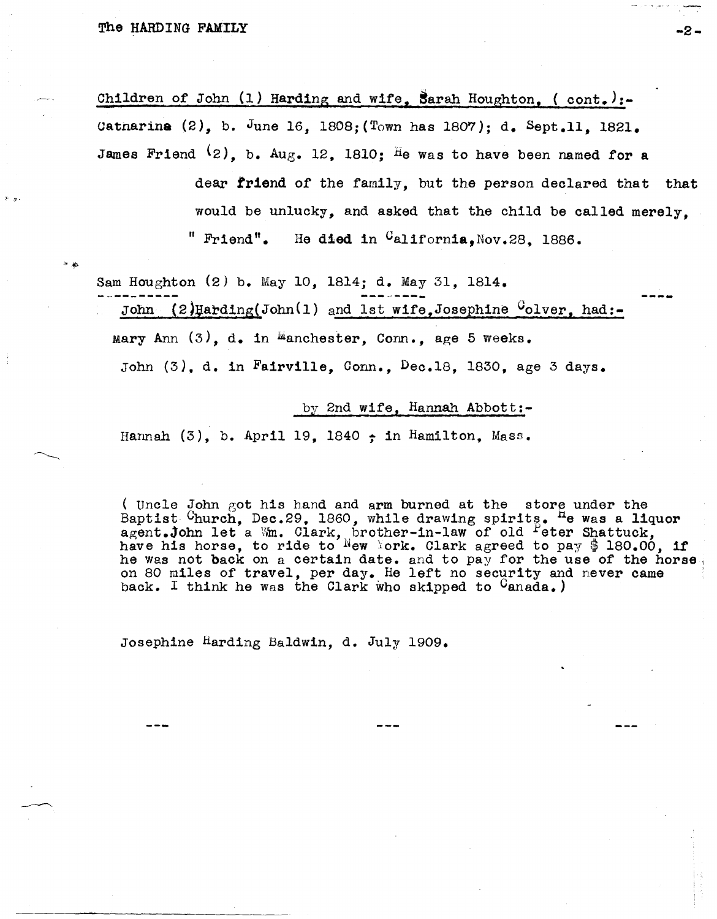Children of John (1) Harding and wife, Sarah Houghton, ( cont.):-

Catharina (2), b. June 16, 1808;(Town has 1807); d. Sept.11, 1821.

James Friend (2), b. Aug. 12, 1810; He was to have been named for a dear friend of the family, but the person declared that that would be unlucky, and asked that the child be called merely, " Friend". He died in California,Nov.28, 1886.

Sam Houghton (2) b. May 10, 1814; d. May 31, 1814.

---

John (2)Harding(John(1) and 1st wife,Josephine Colver, had:-

Mary Ann (3), d. in Manchester, Conn., age 5 weeks.

John (3), d. in Fairville, Conn., Dec.18, 1830, age 3 days.

by 2nd wife, Hannah Abbott:-

Hannah (3), b. April 19, 1840 ; in Hamilton, Mass.

( Uncle John got his hand and arm burned at the store under the Baptist Church, Dec.29, 1860, while drawing spirits. He was a liquor agent.John let a Wm. Clark, brother-in-law of old Peter Shattuck, have his horse, to ride to New York. Clark agreed to pay $ 180.00, if he was not back on a certain date. and to pay for the use of the horse on 80 miles of travel, per day. He left no security and never came back. I think he was the Clark who skipped to Canada.)

Josephine Harding Baldwin, d. July 1909.

--- --- ---